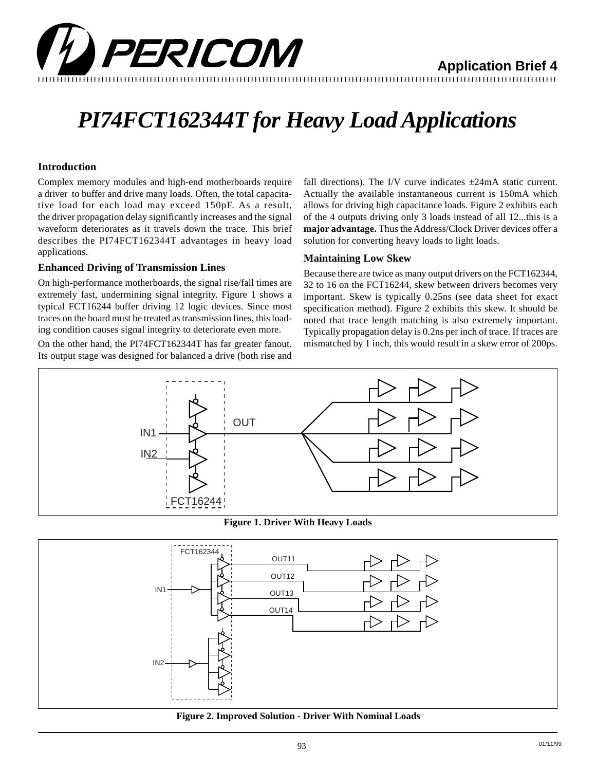Application Brief 4

# PI74FCT162344T for Heavy Load Applications

## Introduction

Complex memory modules and high-end motherboards require a driver to buffer and drive many loads. Often, the total capacitative load for each load may exceed 150pF. As a result, the driver propagation delay significantly increases and the signal waveform deteriorates as it travels down the trace. This brief describes the PI74FCT162344T advantages in heavy load applications.

## Enhanced Driving of Transmission Lines

On high-performance motherboards, the signal rise/fall times are extremely fast, undermining signal integrity. Figure 1 shows a typical FCT16244 buffer driving 12 logic devices. Since most traces on the board must be treated as transmission lines, this loading condition causes signal integrity to deteriorate even more.

On the other hand, the PI74FCT162344T has far greater fanout. Its output stage was designed for balanced a drive (both rise and fall directions). The I/V curve indicates ±24mA static current. Actually the available instantaneous current is 150mA which allows for driving high capacitance loads. Figure 2 exhibits each of the 4 outputs driving only 3 loads instead of all 12...this is a **major advantage.** Thus the Address/Clock Driver devices offer a solution for converting heavy loads to light loads.

## Maintaining Low Skew

Because there are twice as many output drivers on the FCT162344, 32 to 16 on the FCT16244, skew between drivers becomes very important. Skew is typically 0.25ns (see data sheet for exact specification method). Figure 2 exhibits this skew. It should be noted that trace length matching is also extremely important. Typically propagation delay is 0.2ns per inch of trace. If traces are mismatched by 1 inch, this would result in a skew error of 200ps.

**Figure 1. Driver With Heavy Loads**

**Figure 2. Improved Solution - Driver With Nominal Loads**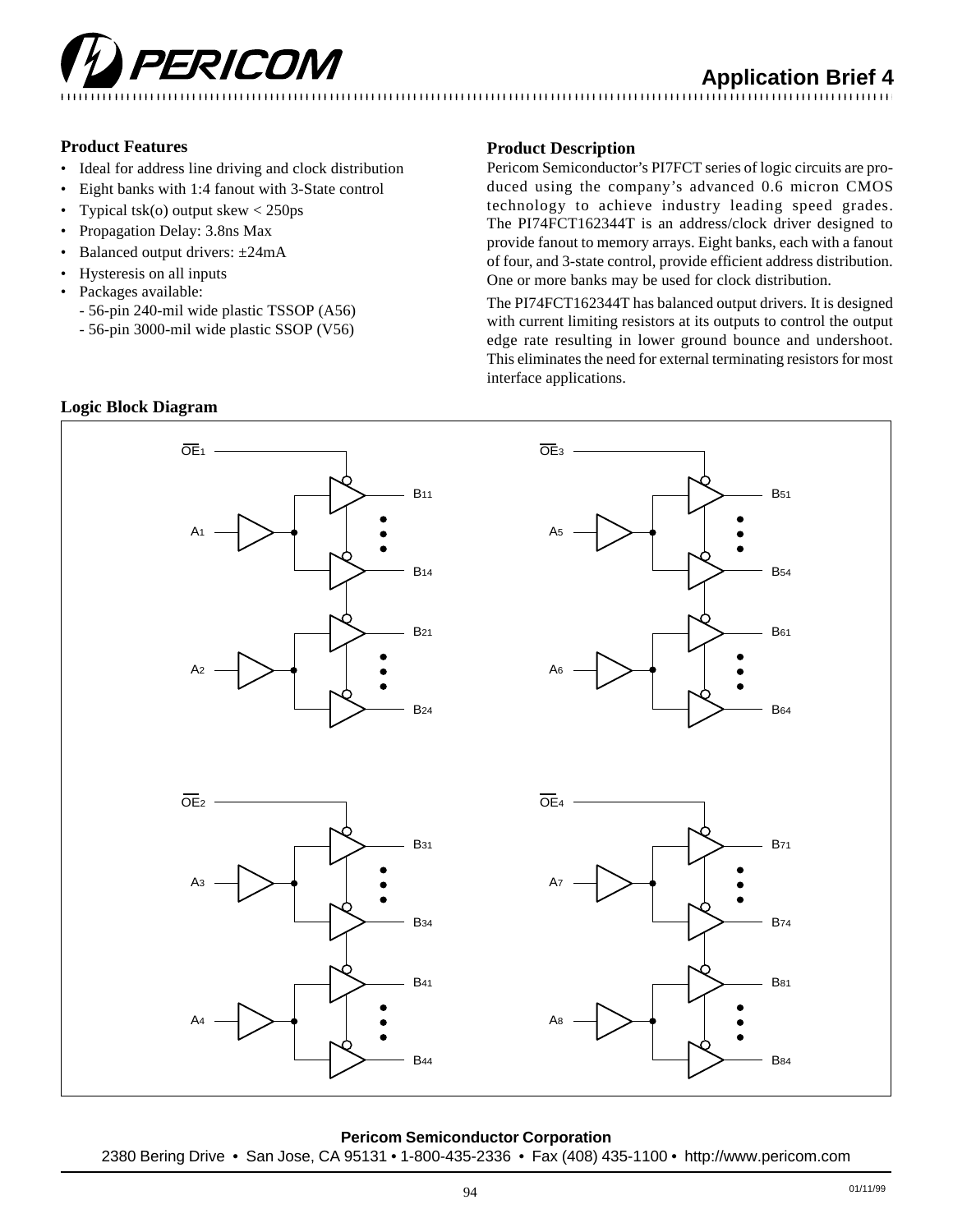# Application Brief 4

## Product Features

- Ideal for address line driving and clock distribution
- Eight banks with 1:4 fanout with 3-State control
- Typical tsk(o) output skew < 250ps
- Propagation Delay: 3.8ns Max
- Balanced output drivers: ±24mA
- Hysteresis on all inputs
- Packages available:
  - 56-pin 240-mil wide plastic TSSOP (A56)
  - 56-pin 3000-mil wide plastic SSOP (V56)

## Product Description

Pericom Semiconductor's PI7FCT series of logic circuits are produced using the company's advanced 0.6 micron CMOS technology to achieve industry leading speed grades. The PI74FCT162344T is an address/clock driver designed to provide fanout to memory arrays. Eight banks, each with a fanout of four, and 3-state control, provide efficient address distribution. One or more banks may be used for clock distribution.

The PI74FCT162344T has balanced output drivers. It is designed with current limiting resistors at its outputs to control the output edge rate resulting in lower ground bounce and undershoot. This eliminates the need for external terminating resistors for most interface applications.

## Logic Block Diagram

$\overline{OE}_1$ A1 B11 B14 A2 B21 B24

$\overline{OE}_3$ A5 B51 B54 A6 B61 B64

$\overline{OE}_2$ A3 B31 B34 A4 B41 B44

$\overline{OE}_4$ A7 B71 B74 A8 B81 B84

**Pericom Semiconductor Corporation**

2380 Bering Drive • San Jose, CA 95131 • 1-800-435-2336 • Fax (408) 435-1100 • http://www.pericom.com

01/11/99